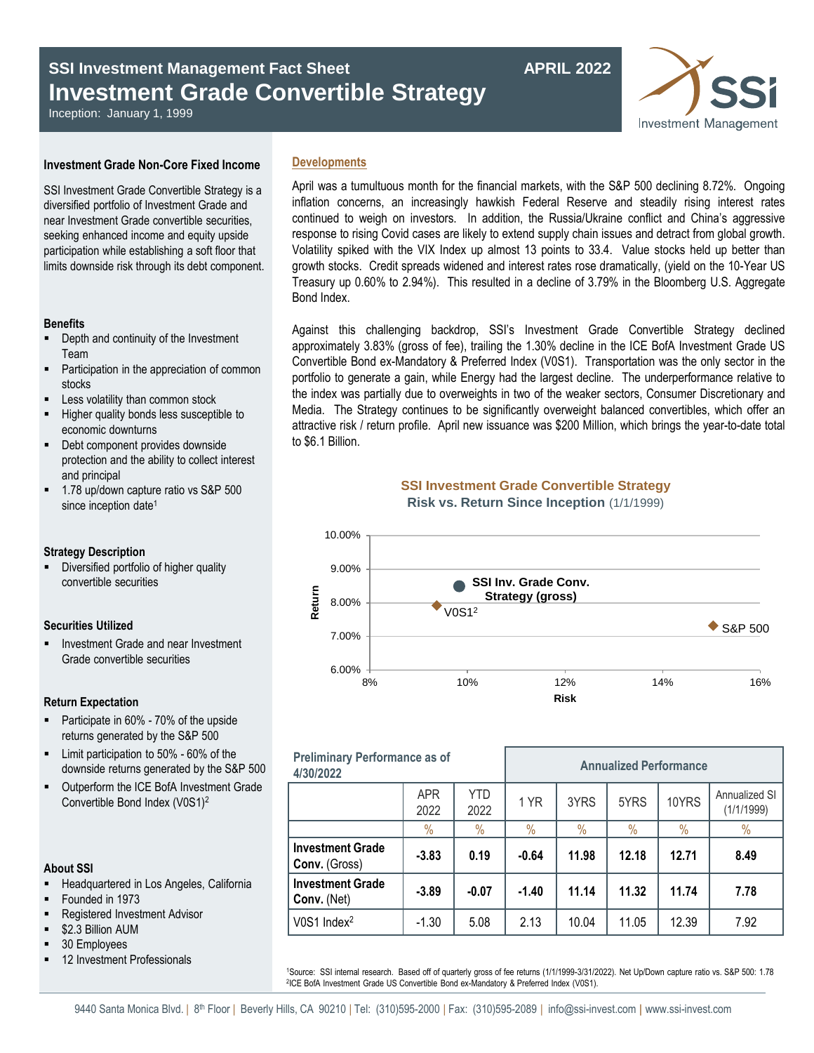# SSI Investment Management Fact Sheet — APRIL 2022

## Investment Grade Convertible Strategy

Inception: January 1, 1999

### Investment Grade Non-Core Fixed Income

SSI Investment Grade Convertible Strategy is a diversified portfolio of Investment Grade and near Investment Grade convertible securities, seeking enhanced income and equity upside participation while establishing a soft floor that limits downside risk through its debt component.

### Benefits

- Depth and continuity of the Investment Team
- Participation in the appreciation of common stocks
- Less volatility than common stock
- Higher quality bonds less susceptible to economic downturns
- Debt component provides downside protection and the ability to collect interest and principal
- 1.78 up/down capture ratio vs S&P 500 since inception date[1]

### Strategy Description

- Diversified portfolio of higher quality convertible securities

### Securities Utilized

- Investment Grade and near Investment Grade convertible securities

### Return Expectation

- Participate in 60% - 70% of the upside returns generated by the S&P 500
- Limit participation to 50% - 60% of the downside returns generated by the S&P 500
- Outperform the ICE BofA Investment Grade Convertible Bond Index (V0S1)[2]

### About SSI

- Headquartered in Los Angeles, California
- Founded in 1973
- Registered Investment Advisor
- $2.3 Billion AUM
- 30 Employees
- 12 Investment Professionals

### Developments

April was a tumultuous month for the financial markets, with the S&P 500 declining 8.72%. Ongoing inflation concerns, an increasingly hawkish Federal Reserve and steadily rising interest rates continued to weigh on investors. In addition, the Russia/Ukraine conflict and China's aggressive response to rising Covid cases are likely to extend supply chain issues and detract from global growth. Volatility spiked with the VIX Index up almost 13 points to 33.4. Value stocks held up better than growth stocks. Credit spreads widened and interest rates rose dramatically, (yield on the 10-Year US Treasury up 0.60% to 2.94%). This resulted in a decline of 3.79% in the Bloomberg U.S. Aggregate Bond Index.

Against this challenging backdrop, SSI's Investment Grade Convertible Strategy declined approximately 3.83% (gross of fee), trailing the 1.30% decline in the ICE BofA Investment Grade US Convertible Bond ex-Mandatory & Preferred Index (V0S1). Transportation was the only sector in the portfolio to generate a gain, while Energy had the largest decline. The underperformance relative to the index was partially due to overweights in two of the weaker sectors, Consumer Discretionary and Media. The Strategy continues to be significantly overweight balanced convertibles, which offer an attractive risk / return profile. April new issuance was $200 Million, which brings the year-to-date total to $6.1 Billion.

**SSI Investment Grade Convertible Strategy**
**Risk vs. Return Since Inception** (1/1/1999)

| Series | Risk | Return |
|---|---|---|
| SSI Inv. Grade Conv. Strategy (gross) | ~9.8% | ~8.5% |
| V0S1[2] | ~9.4% | ~7.9% |
| S&P 500 | ~15.0% | ~7.3% |

| Preliminary Performance as of 4/30/2022 | | | Annualized Performance | | | | |
|---|---|---|---|---|---|---|---|
| | APR 2022 | YTD 2022 | 1 YR | 3YRS | 5YRS | 10YRS | Annualized SI (1/1/1999) |
| | % | % | % | % | % | % | % |
| **Investment Grade Conv.** (Gross) | **-3.83** | **0.19** | **-0.64** | **11.98** | **12.18** | **12.71** | **8.49** |
| **Investment Grade Conv.** (Net) | **-3.89** | **-0.07** | **-1.40** | **11.14** | **11.32** | **11.74** | **7.78** |
| V0S1 Index[2] | -1.30 | 5.08 | 2.13 | 10.04 | 11.05 | 12.39 | 7.92 |

[1]Source: SSI internal research. Based off of quarterly gross of fee returns (1/1/1999-3/31/2022). Net Up/Down capture ratio vs. S&P 500: 1.78
[2]ICE BofA Investment Grade US Convertible Bond ex-Mandatory & Preferred Index (V0S1).

9440 Santa Monica Blvd. | 8th Floor | Beverly Hills, CA 90210 | Tel: (310)595-2000 | Fax: (310)595-2089 | info@ssi-invest.com | www.ssi-invest.com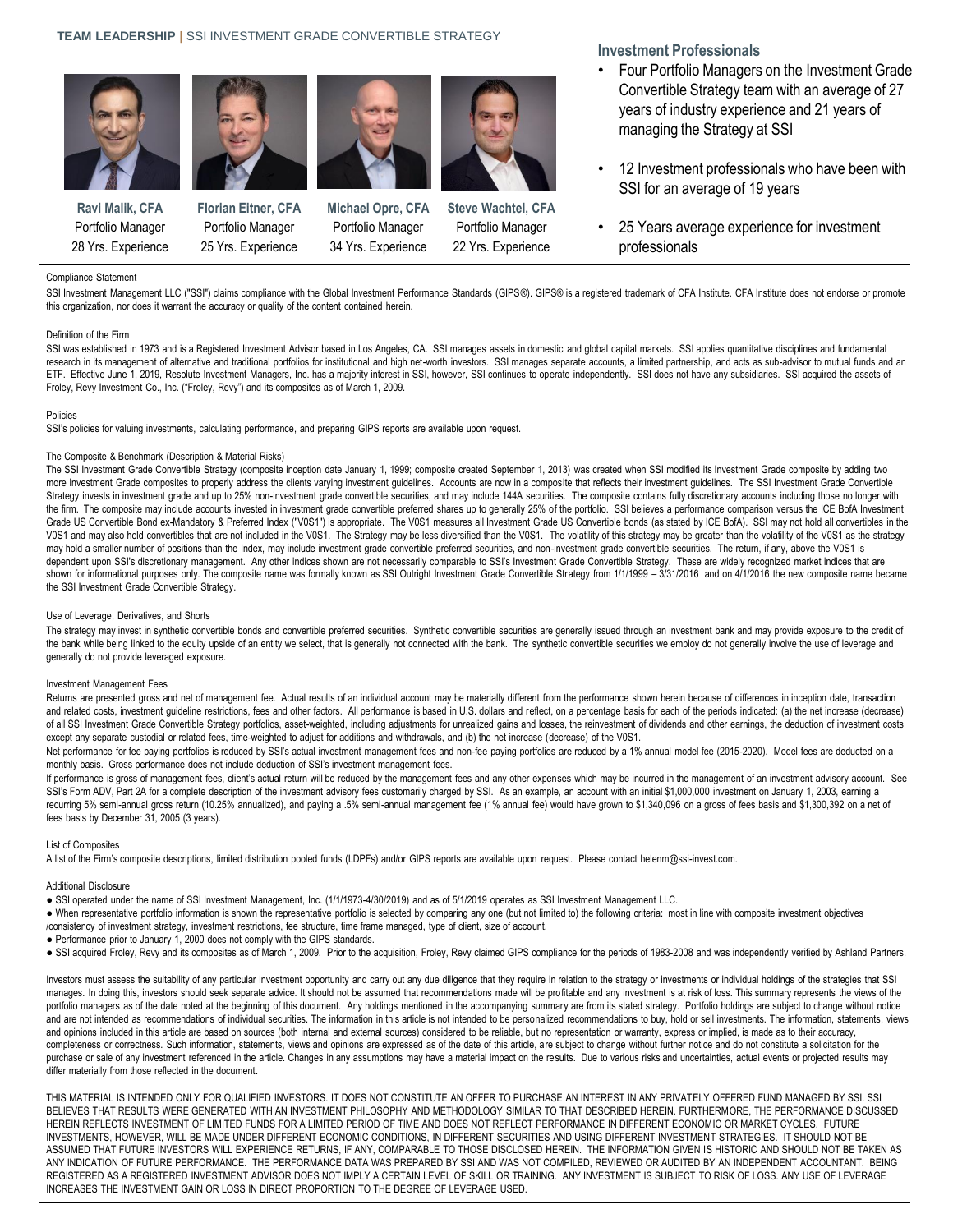## TEAM LEADERSHIP | SSI INVESTMENT GRADE CONVERTIBLE STRATEGY

**Ravi Malik, CFA**
Portfolio Manager
28 Yrs. Experience

**Florian Eitner, CFA**
Portfolio Manager
25 Yrs. Experience

**Michael Opre, CFA**
Portfolio Manager
34 Yrs. Experience

**Steve Wachtel, CFA**
Portfolio Manager
22 Yrs. Experience

### Investment Professionals

- Four Portfolio Managers on the Investment Grade Convertible Strategy team with an average of 27 years of industry experience and 21 years of managing the Strategy at SSI
- 12 Investment professionals who have been with SSI for an average of 19 years
- 25 Years average experience for investment professionals

#### Compliance Statement

SSI Investment Management LLC ("SSI") claims compliance with the Global Investment Performance Standards (GIPS®). GIPS® is a registered trademark of CFA Institute. CFA Institute does not endorse or promote this organization, nor does it warrant the accuracy or quality of the content contained herein.

#### Definition of the Firm

SSI was established in 1973 and is a Registered Investment Advisor based in Los Angeles, CA. SSI manages assets in domestic and global capital markets. SSI applies quantitative disciplines and fundamental research in its management of alternative and traditional portfolios for institutional and high net-worth investors. SSI manages separate accounts, a limited partnership, and acts as sub-advisor to mutual funds and an ETF. Effective June 1, 2019, Resolute Investment Managers, Inc. has a majority interest in SSI, however, SSI continues to operate independently. SSI does not have any subsidiaries. SSI acquired the assets of Froley, Revy Investment Co., Inc. ("Froley, Revy") and its composites as of March 1, 2009.

#### Policies

SSI's policies for valuing investments, calculating performance, and preparing GIPS reports are available upon request.

#### The Composite & Benchmark (Description & Material Risks)

The SSI Investment Grade Convertible Strategy (composite inception date January 1, 1999; composite created September 1, 2013) was created when SSI modified its Investment Grade composite by adding two more Investment Grade composites to properly address the clients varying investment guidelines. Accounts are now in a composite that reflects their investment guidelines. The SSI Investment Grade Convertible Strategy invests in investment grade and up to 25% non-investment grade convertible securities, and may include 144A securities. The composite contains fully discretionary accounts including those no longer with the firm. The composite may include accounts invested in investment grade convertible preferred shares up to generally 25% of the portfolio. SSI believes a performance comparison versus the ICE BofA Investment Grade US Convertible Bond ex-Mandatory & Preferred Index ("V0S1") is appropriate. The V0S1 measures all Investment Grade US Convertible bonds (as stated by ICE BofA). SSI may not hold all convertibles in the V0S1 and may also hold convertibles that are not included in the V0S1. The Strategy may be less diversified than the V0S1. The volatility of this strategy may be greater than the volatility of the V0S1 as the strategy may hold a smaller number of positions than the Index, may include investment grade convertible preferred securities, and non-investment grade convertible securities. The return, if any, above the V0S1 is dependent upon SSI's discretionary management. Any other indices shown are not necessarily comparable to SSI's Investment Grade Convertible Strategy. These are widely recognized market indices that are shown for informational purposes only. The composite name was formally known as SSI Outright Investment Grade Convertible Strategy from 1/1/1999 – 3/31/2016 and on 4/1/2016 the new composite name became the SSI Investment Grade Convertible Strategy.

#### Use of Leverage, Derivatives, and Shorts

The strategy may invest in synthetic convertible bonds and convertible preferred securities. Synthetic convertible securities are generally issued through an investment bank and may provide exposure to the credit of the bank while being linked to the equity upside of an entity we select, that is generally not connected with the bank. The synthetic convertible securities we employ do not generally involve the use of leverage and generally do not provide leveraged exposure.

#### Investment Management Fees

Returns are presented gross and net of management fee. Actual results of an individual account may be materially different from the performance shown herein because of differences in inception date, transaction and related costs, investment guideline restrictions, fees and other factors. All performance is based in U.S. dollars and reflect, on a percentage basis for each of the periods indicated: (a) the net increase (decrease) of all SSI Investment Grade Convertible Strategy portfolios, asset-weighted, including adjustments for unrealized gains and losses, the reinvestment of dividends and other earnings, the deduction of investment costs except any separate custodial or related fees, time-weighted to adjust for additions and withdrawals, and (b) the net increase (decrease) of the V0S1.

Net performance for fee paying portfolios is reduced by SSI's actual investment management fees and non-fee paying portfolios are reduced by a 1% annual model fee (2015-2020). Model fees are deducted on a monthly basis. Gross performance does not include deduction of SSI's investment management fees.

If performance is gross of management fees, client's actual return will be reduced by the management fees and any other expenses which may be incurred in the management of an investment advisory account. See SSI's Form ADV, Part 2A for a complete description of the investment advisory fees customarily charged by SSI. As an example, an account with an initial $1,000,000 investment on January 1, 2003, earning a recurring 5% semi-annual gross return (10.25% annualized), and paying a .5% semi-annual management fee (1% annual fee) would have grown to $1,340,096 on a gross of fees basis and $1,300,392 on a net of fees basis by December 31, 2005 (3 years).

#### List of Composites

A list of the Firm's composite descriptions, limited distribution pooled funds (LDPFs) and/or GIPS reports are available upon request. Please contact helenm@ssi-invest.com.

#### Additional Disclosure

- SSI operated under the name of SSI Investment Management, Inc. (1/1/1973-4/30/2019) and as of 5/1/2019 operates as SSI Investment Management LLC.
- When representative portfolio information is shown the representative portfolio is selected by comparing any one (but not limited to) the following criteria: most in line with composite investment objectives /consistency of investment strategy, investment restrictions, fee structure, time frame managed, type of client, size of account.
- Performance prior to January 1, 2000 does not comply with the GIPS standards.
- SSI acquired Froley, Revy and its composites as of March 1, 2009. Prior to the acquisition, Froley, Revy claimed GIPS compliance for the periods of 1983-2008 and was independently verified by Ashland Partners.

Investors must assess the suitability of any particular investment opportunity and carry out any due diligence that they require in relation to the strategy or investments or individual holdings of the strategies that SSI manages. In doing this, investors should seek separate advice. It should not be assumed that recommendations made will be profitable and any investment is at risk of loss. This summary represents the views of the portfolio managers as of the date noted at the beginning of this document. Any holdings mentioned in the accompanying summary are from its stated strategy. Portfolio holdings are subject to change without notice and are not intended as recommendations of individual securities. The information in this article is not intended to be personalized recommendations to buy, hold or sell investments. The information, statements, views and opinions included in this article are based on sources (both internal and external sources) considered to be reliable, but no representation or warranty, express or implied, is made as to their accuracy, completeness or correctness. Such information, statements, views and opinions are expressed as of the date of this article, are subject to change without further notice and do not constitute a solicitation for the purchase or sale of any investment referenced in the article. Changes in any assumptions may have a material impact on the results. Due to various risks and uncertainties, actual events or projected results may differ materially from those reflected in the document.

THIS MATERIAL IS INTENDED ONLY FOR QUALIFIED INVESTORS. IT DOES NOT CONSTITUTE AN OFFER TO PURCHASE AN INTEREST IN ANY PRIVATELY OFFERED FUND MANAGED BY SSI. SSI BELIEVES THAT RESULTS WERE GENERATED WITH AN INVESTMENT PHILOSOPHY AND METHODOLOGY SIMILAR TO THAT DESCRIBED HEREIN. FURTHERMORE, THE PERFORMANCE DISCUSSED HEREIN REFLECTS INVESTMENT OF LIMITED FUNDS FOR A LIMITED PERIOD OF TIME AND DOES NOT REFLECT PERFORMANCE IN DIFFERENT ECONOMIC OR MARKET CYCLES. FUTURE INVESTMENTS, HOWEVER, WILL BE MADE UNDER DIFFERENT ECONOMIC CONDITIONS, IN DIFFERENT SECURITIES AND USING DIFFERENT INVESTMENT STRATEGIES. IT SHOULD NOT BE ASSUMED THAT FUTURE INVESTORS WILL EXPERIENCE RETURNS, IF ANY, COMPARABLE TO THOSE DISCLOSED HEREIN. THE INFORMATION GIVEN IS HISTORIC AND SHOULD NOT BE TAKEN AS ANY INDICATION OF FUTURE PERFORMANCE. THE PERFORMANCE DATA WAS PREPARED BY SSI AND WAS NOT COMPILED, REVIEWED OR AUDITED BY AN INDEPENDENT ACCOUNTANT. BEING REGISTERED AS A REGISTERED INVESTMENT ADVISOR DOES NOT IMPLY A CERTAIN LEVEL OF SKILL OR TRAINING. ANY INVESTMENT IS SUBJECT TO RISK OF LOSS. ANY USE OF LEVERAGE INCREASES THE INVESTMENT GAIN OR LOSS IN DIRECT PROPORTION TO THE DEGREE OF LEVERAGE USED.